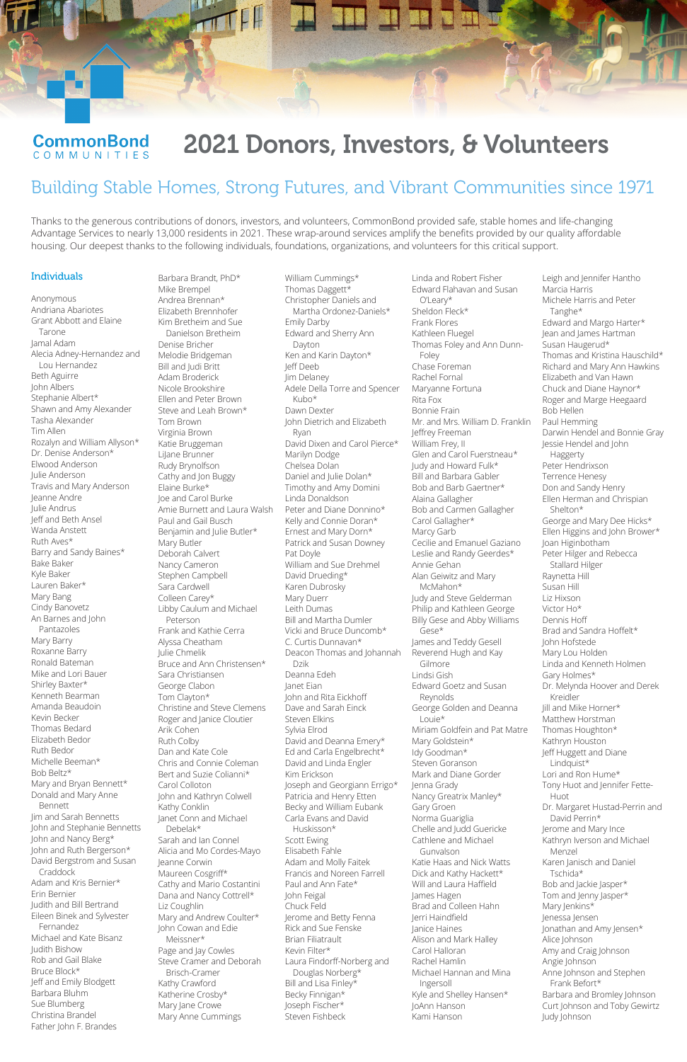CommonBond COMMUNITIES

# 2021 Donors, Investors, & Volunteers

## Building Stable Homes, Strong Futures, and Vibrant Communities since 1971

Thanks to the generous contributions of donors, investors, and volunteers, CommonBond provided safe, stable homes and life-changing Advantage Services to nearly 13,000 residents in 2021. These wrap-around services amplify the benefits provided by our quality affordable housing. Our deepest thanks to the following individuals, foundations, organizations, and volunteers for this critical support.

### Individuals

Anonymous
Andriana Abariotes
Grant Abbott and Elaine Tarone
Jamal Adam
Alecia Adney-Hernandez and Lou Hernandez
Beth Aguirre
John Albers
Stephanie Albert*
Shawn and Amy Alexander
Tasha Alexander
Tim Allen
Rozalyn and William Allyson*
Dr. Denise Anderson*
Elwood Anderson
Julie Anderson
Travis and Mary Anderson
Jeanne Andre
Julie Andrus
Jeff and Beth Ansel
Wanda Anstett
Ruth Aves*
Barry and Sandy Baines*
Bake Baker
Kyle Baker
Lauren Baker*
Mary Bang
Cindy Banovetz
An Barnes and John Pantazoles
Mary Barry
Roxanne Barry
Ronald Bateman
Mike and Lori Bauer
Shirley Baxter*
Kenneth Bearman
Amanda Beaudoin
Kevin Becker
Thomas Bedard
Elizabeth Bedor
Ruth Bedor
Michelle Beeman*
Bob Beltz*
Mary and Bryan Bennett*
Donald and Mary Anne Bennett
Jim and Sarah Bennetts
John and Stephanie Bennetts
John and Nancy Berg*
John and Ruth Bergerson*
David Bergstrom and Susan Craddock
Adam and Kris Bernier*
Erin Bernier
Judith and Bill Bertrand
Eileen Binek and Sylvester Fernandez
Michael and Kate Bisanz
Judith Bishow
Rob and Gail Blake
Bruce Block*
Jeff and Emily Blodgett
Barbara Bluhm
Sue Blumberg
Christina Brandel
Father John F. Brandes
Barbara Brandt, PhD*
Mike Brempel
Andrea Brennan*
Elizabeth Brennhofer
Kim Bretheim and Sue Danielson Bretheim
Denise Bricher
Melodie Bridgeman
Bill and Judi Britt
Adam Broderick
Nicole Brookshire
Ellen and Peter Brown
Steve and Leah Brown*
Tom Brown
Virginia Brown
Katie Bruggeman
LiJane Brunner
Rudy Brynolfson
Cathy and Jon Buggy
Elaine Burke*
Joe and Carol Burke
Amie Burnett and Laura Walsh
Paul and Gail Busch
Benjamin and Julie Butler*
Mary Butler
Deborah Calvert
Nancy Cameron
Stephen Campbell
Sara Cardwell
Colleen Carey*
Libby Caulum and Michael Peterson
Frank and Kathie Cerra
Alyssa Cheatham
Julie Chmelik
Bruce and Ann Christensen*
Sara Christiansen
George Clabon
Tom Clayton*
Christine and Steve Clemens
Roger and Janice Cloutier
Arik Cohen
Ruth Colby
Dan and Kate Cole
Chris and Connie Coleman
Bert and Suzie Colianni*
Carol Colloton
John and Kathryn Colwell
Kathy Conklin
Janet Conn and Michael Debelak*
Sarah and Ian Connel
Alicia and Mo Cordes-Mayo
Jeanne Corwin
Maureen Cosgriff*
Cathy and Mario Costantini
Dana and Nancy Cottrell*
Liz Coughlin
Mary and Andrew Coulter*
John Cowan and Edie Meissner*
Page and Jay Cowles
Steve Cramer and Deborah Brisch-Cramer
Kathy Crawford
Katherine Crosby*
Mary Jane Crowe
Mary Anne Cummings
William Cummings*
Thomas Daggett*
Christopher Daniels and Martha Ordonez-Daniels*
Emily Darby
Edward and Sherry Ann Dayton
Ken and Karin Dayton*
Jeff Deeb
Jim Delaney
Adele Della Torre and Spencer Kubo*
Dawn Dexter
John Dietrich and Elizabeth Ryan
David Dixen and Carol Pierce*
Marilyn Dodge
Chelsea Dolan
Daniel and Julie Dolan*
Timothy and Amy Domini
Linda Donaldson
Peter and Diane Donnino*
Kelly and Connie Doran*
Ernest and Mary Dorn*
Patrick and Susan Downey
Pat Doyle
William and Sue Drehmel
David Drueding*
Karen Dubrosky
Mary Duerr
Leith Dumas
Bill and Martha Dumler
Vicki and Bruce Duncomb*
C. Curtis Dunnavan*
Deacon Thomas and Johannah Dzik
Deanna Edeh
Janet Eian
John and Rita Eickhoff
Dave and Sarah Einck
Steven Elkins
Sylvia Elrod
David and Deanna Emery*
Ed and Carla Engelbrecht*
David and Linda Engler
Kim Erickson
Joseph and Georgiann Errigo*
Patricia and Henry Etten
Becky and William Eubank
Carla Evans and David Huskisson*
Scott Ewing
Elisabeth Fahle
Adam and Molly Faitek
Francis and Noreen Farrell
Paul and Ann Fate*
John Feigal
Chuck Feld
Jerome and Betty Fenna
Rick and Sue Fenske
Brian Filiatrault
Kevin Filter*
Laura Findorff-Norberg and Douglas Norberg*
Bill and Lisa Finley*
Becky Finnigan*
Joseph Fischer*
Steven Fishbeck
Linda and Robert Fisher
Edward Flahavan and Susan O'Leary*
Sheldon Fleck*
Frank Flores
Kathleen Fluegel
Thomas Foley and Ann Dunn-Foley
Chase Foreman
Rachel Fornal
Maryanne Fortuna
Rita Fox
Bonnie Frain
Mr. and Mrs. William D. Franklin
Jeffrey Freeman
William Frey, II
Glen and Carol Fuerstneau*
Judy and Howard Fulk*
Bill and Barbara Gabler
Bob and Barb Gaertner*
Alaina Gallagher
Bob and Carmen Gallagher
Carol Gallagher*
Marcy Garb
Cecilie and Emanuel Gaziano
Leslie and Randy Geerdes*
Annie Gehan
Alan Geiwitz and Mary McMahon*
Judy and Steve Gelderman
Philip and Kathleen George
Billy Gese and Abby Williams Gese*
James and Teddy Gesell
Reverend Hugh and Kay Gilmore
Lindsi Gish
Edward Goetz and Susan Reynolds
George Golden and Deanna Louie*
Miriam Goldfein and Pat Matre
Mary Goldstein*
Idy Goodman*
Steven Goranson
Mark and Diane Gorder
Jenna Grady
Nancy Greatrix Manley*
Gary Groen
Norma Guariglia
Chelle and Judd Guericke
Cathlene and Michael Gunvalson
Katie Haas and Nick Watts
Dick and Kathy Hackett*
Will and Laura Haffield
James Hagen
Brad and Colleen Hahn
Jerri Haindfield
Janice Haines
Alison and Mark Halley
Carol Halloran
Rachel Hamlin
Michael Hannan and Mina Ingersoll
Kyle and Shelley Hansen*
JoAnn Hanson
Kami Hanson
Leigh and Jennifer Hantho
Marcia Harris
Michele Harris and Peter Tanghe*
Edward and Margo Harter*
Jean and James Hartman
Susan Haugerud*
Thomas and Kristina Hauschild*
Richard and Mary Ann Hawkins
Elizabeth and Van Hawn
Chuck and Diane Haynor*
Roger and Marge Heegaard
Bob Hellen
Paul Hemming
Darwin Hendel and Bonnie Gray
Jessie Hendel and John Haggerty
Peter Hendrixson
Terrence Henesy
Don and Sandy Henry
Ellen Herman and Chrispian Shelton*
George and Mary Dee Hicks*
Ellen Higgins and John Brower*
Joan Higinbotham
Peter Hilger and Rebecca Stallard Hilger
Raynetta Hill
Susan Hill
Liz Hixson
Victor Ho*
Dennis Hoff
Brad and Sandra Hoffelt*
John Hofstede
Mary Lou Holden
Linda and Kenneth Holmen
Gary Holmes*
Dr. Melynda Hoover and Derek Kreidler
Jill and Mike Horner*
Matthew Horstman
Thomas Houghton*
Kathryn Houston
Jeff Huggett and Diane Lindquist*
Lori and Ron Hume*
Tony Huot and Jennifer Fette-Huot
Dr. Margaret Hustad-Perrin and David Perrin*
Jerome and Mary Ince
Kathryn Iverson and Michael Menzel
Karen Janisch and Daniel Tschida*
Bob and Jackie Jasper*
Tom and Jenny Jasper*
Mary Jenkins*
Jenessa Jensen
Jonathan and Amy Jensen*
Alice Johnson
Amy and Craig Johnson
Angie Johnson
Anne Johnson and Stephen Frank Befort*
Barbara and Bromley Johnson
Curt Johnson and Toby Gewirtz
Judy Johnson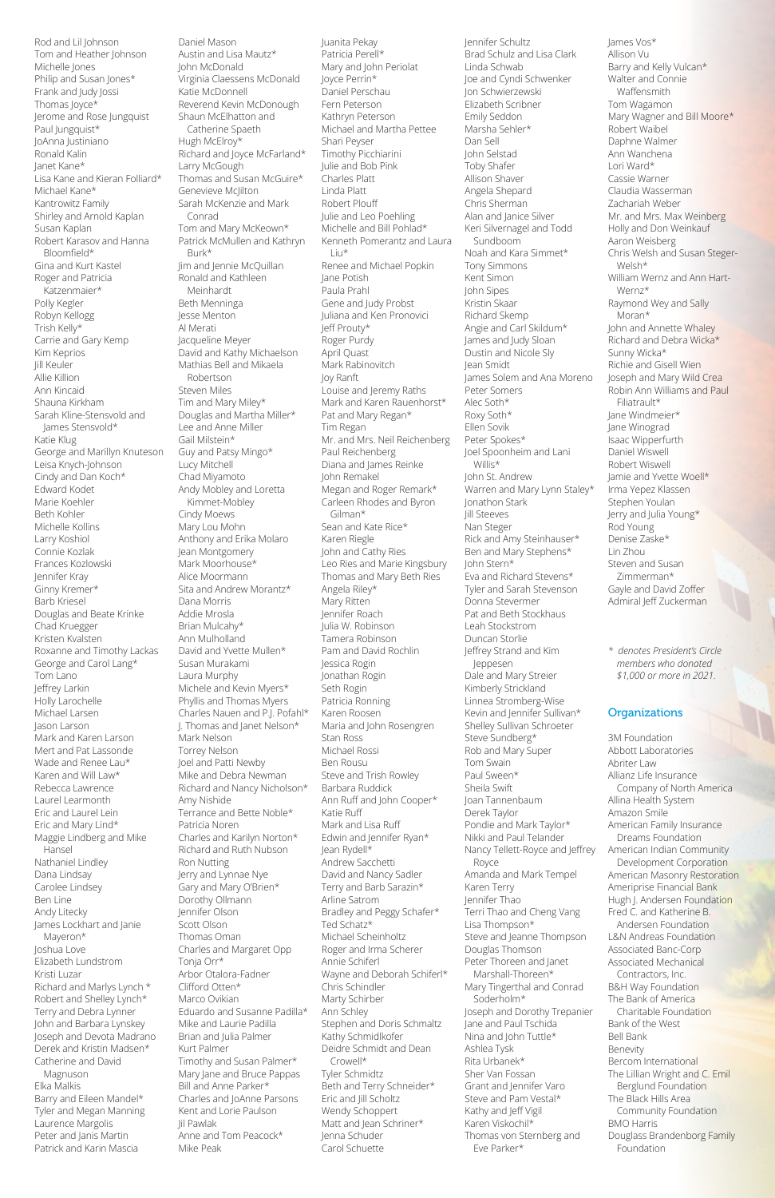Rod and Lil Johnson
Tom and Heather Johnson
Michelle Jones
Philip and Susan Jones*
Frank and Judy Jossi
Thomas Joyce*
Jerome and Rose Jungquist
Paul Jungquist*
JoAnna Justiniano
Ronald Kalin
Janet Kane*
Lisa Kane and Kieran Folliard*
Michael Kane*
Kantrowitz Family
Shirley and Arnold Kaplan
Susan Kaplan
Robert Karasov and Hanna Bloomfield*
Gina and Kurt Kastel
Roger and Patricia Katzenmaier*
Polly Kegler
Robyn Kellogg
Trish Kelly*
Carrie and Gary Kemp
Kim Kepríos
Jill Keuler
Allie Killion
Ann Kincaid
Shauna Kirkham
Sarah Kline-Stensvold and James Stensvold*
Katie Klug
George and Marillyn Knuteson
Leisa Knych-Johnson
Cindy and Dan Koch*
Edward Kodet
Marie Koehler
Beth Kohler
Michelle Kollins
Larry Koshiol
Connie Kozlak
Frances Kozlowski
Jennifer Kray
Ginny Kremer*
Barb Kriesel
Douglas and Beate Krinke
Chad Kruegger
Kristen Kvalsten
Roxanne and Timothy Lackas
George and Carol Lang*
Tom Lano
Jeffrey Larkin
Holly Larochelle
Michael Larsen
Jason Larson
Mark and Karen Larson
Mert and Pat Lassonde
Wade and Renee Lau*
Karen and Will Law*
Rebecca Lawrence
Laurel Learmonth
Eric and Laurel Lein
Eric and Mary Lind*
Maggie Lindberg and Mike Hansel
Nathaniel Lindley
Dana Lindsay
Carolee Lindsey
Ben Line
Andy Litecky
James Lockhart and Janie Mayeron*
Joshua Love
Elizabeth Lundstrom
Kristi Luzar
Richard and Marlys Lynch *
Robert and Shelley Lynch*
Terry and Debra Lynner
John and Barbara Lynskey
Joseph and Devota Madrano
Derek and Kristin Madsen*
Catherine and David Magnuson
Elka Malkis
Barry and Eileen Mandel*
Tyler and Megan Manning
Laurence Margolis
Peter and Janis Martin
Patrick and Karin Mascia
Daniel Mason
Austin and Lisa Mautz*
John McDonald
Virginia Claessens McDonald
Katie McDonnell
Reverend Kevin McDonough
Shaun McElhatton and Catherine Spaeth
Hugh McElroy*
Richard and Joyce McFarland*
Larry McGough
Thomas and Susan McGuire*
Genevieve McJilton
Sarah McKenzie and Mark Conrad
Tom and Mary McKeown*
Patrick McMullen and Kathryn Burk*
Jim and Jennie McQuillan
Ronald and Kathleen Meinhardt
Beth Menninga
Jesse Menton
Al Merati
Jacqueline Meyer
David and Kathy Michaelson
Mathias Bell and Mikaela Robertson
Steven Miles
Tim and Mary Miley*
Douglas and Martha Miller*
Lee and Anne Miller
Gail Milstein*
Guy and Patsy Mingo*
Lucy Mitchell
Chad Miyamoto
Andy Mobley and Loretta Kimmet-Mobley
Cindy Moews
Mary Lou Mohn
Anthony and Erika Molaro
Jean Montgomery
Mark Moorhouse*
Alice Moormann
Sita and Andrew Morantz*
Dana Morris
Addie Mrosla
Brian Mulcahy*
Ann Mulholland
David and Yvette Mullen*
Susan Murakami
Laura Murphy
Michele and Kevin Myers*
Phyllis and Thomas Myers
Charles Nauen and P.J. Pofahl*
J. Thomas and Janet Nelson*
Mark Nelson
Torrey Nelson
Joel and Patti Newby
Mike and Debra Newman
Richard and Nancy Nicholson*
Amy Nishide
Terrance and Bette Noble*
Patricia Noren
Charles and Karilyn Norton*
Richard and Ruth Nubson
Ron Nutting
Jerry and Lynnae Nye
Gary and Mary O'Brien*
Dorothy Ollmann
Jennifer Olson
Scott Olson
Thomas Oman
Charles and Margaret Opp
Tonja Orr*
Arbor Otalora-Fadner
Clifford Otten*
Marco Ovikian
Eduardo and Susanne Padilla*
Mike and Laurie Padilla
Brian and Julia Palmer
Kurt Palmer
Timothy and Susan Palmer*
Mary Jane and Bruce Pappas
Bill and Anne Parker*
Charles and JoAnne Parsons
Kent and Lorie Paulson
Jil Pawlak
Anne and Tom Peacock*
Mike Peak
Juanita Pekay
Patricia Perell*
Mary and John Periolat
Joyce Perrin*
Daniel Perschau
Fern Peterson
Kathryn Peterson
Michael and Martha Pettee
Shari Peyser
Timothy Picchiarini
Julie and Bob Pink
Charles Platt
Linda Platt
Robert Plouff
Julie and Leo Poehling
Michelle and Bill Pohlad*
Kenneth Pomerantz and Laura Liu*
Renee and Michael Popkin
Jane Potish
Paula Prahl
Gene and Judy Probst
Juliana and Ken Pronovici
Jeff Prouty*
Roger Purdy
April Quast
Mark Rabinovitch
Joy Ranft
Louise and Jeremy Raths
Mark and Karen Rauenhorst*
Pat and Mary Regan*
Tim Regan
Mr. and Mrs. Neil Reichenberg
Paul Reichenberg
Diana and James Reinke
John Remakel
Megan and Roger Remark*
Carleen Rhodes and Byron Gilman*
Sean and Kate Rice*
Karen Riegle
John and Cathy Ries
Leo Ries and Marie Kingsbury
Thomas and Mary Beth Ries
Angela Riley*
Mary Ritten
Jennifer Roach
Julia W. Robinson
Tamera Robinson
Pam and David Rochlin
Jessica Rogin
Jonathan Rogin
Seth Rogin
Patricia Ronning
Karen Roosen
Maria and John Rosengren
Stan Ross
Michael Rossi
Ben Rousu
Steve and Trish Rowley
Barbara Ruddick
Ann Ruff and John Cooper*
Katie Ruff
Mark and Lisa Ruff
Edwin and Jennifer Ryan*
Jean Rydell*
Andrew Sacchetti
David and Nancy Sadler
Terry and Barb Sarazin*
Arline Satrom
Bradley and Peggy Schafer*
Ted Schatz*
Michael Scheinholtz
Roger and Irma Scherer
Annie Schiferl
Wayne and Deborah Schiferl*
Chris Schindler
Marty Schirber
Ann Schley
Stephen and Doris Schmaltz
Kathy Schmidlkofer
Deidre Schmidt and Dean Crowell*
Tyler Schmidtz
Beth and Terry Schneider*
Eric and Jill Scholtz
Wendy Schoppert
Matt and Jean Schriner*
Jenna Schuder
Carol Schuette
Jennifer Schultz
Brad Schulz and Lisa Clark
Linda Schwab
Joe and Cyndi Schwenker
Jon Schwierzewski
Elizabeth Scribner
Emily Seddon
Marsha Sehler*
Dan Sell
John Selstad
Toby Shafer
Allison Shaver
Angela Shepard
Chris Sherman
Alan and Janice Silver
Keri Silvernagel and Todd Sundboom
Noah and Kara Simmet*
Tony Simmons
Kent Simon
John Sipes
Kristin Skaar
Richard Skemp
Angie and Carl Skildum*
James and Judy Sloan
Dustin and Nicole Sly
Jean Smidt
James Solem and Ana Moreno
Peter Somers
Alec Soth*
Roxy Soth*
Ellen Sovik
Peter Spokes*
Joel Spoonheim and Lani Willis*
John St. Andrew
Warren and Mary Lynn Staley*
Jonathon Stark
Jill Steeves
Nan Steger
Rick and Amy Steinhauser*
Ben and Mary Stephens*
John Stern*
Eva and Richard Stevens*
Tyler and Sarah Stevenson
Donna Stevermer
Pat and Beth Stockhaus
Leah Stockstrom
Duncan Storlie
Jeffrey Strand and Kim Jeppesen
Dale and Mary Streier
Kimberly Strickland
Linnea Stromberg-Wise
Kevin and Jennifer Sullivan*
Shelley Sullivan Schroeter
Steve Sundberg*
Rob and Mary Super
Tom Swain
Paul Sween*
Sheila Swift
Joan Tannenbaum
Derek Taylor
Pondie and Mark Taylor*
Nikki and Paul Telander
Nancy Tellett-Royce and Jeffrey Royce
Amanda and Mark Tempel
Karen Terry
Jennifer Thao
Terri Thao and Cheng Vang
Lisa Thompson*
Steve and Jeanne Thompson
Douglas Thomson
Peter Thoreen and Janet Marshall-Thoreen*
Mary Tingerthal and Conrad Soderholm*
Joseph and Dorothy Trepanier
Jane and Paul Tschida
Nina and John Tuttle*
Ashlea Tysk
Rita Urbanek*
Sher Van Fossan
Grant and Jennifer Varo
Steve and Pam Vestal*
Kathy and Jeff Vigil
Karen Viskochil*
Thomas von Sternberg and Eve Parker*
James Vos*
Allison Vu
Barry and Kelly Vulcan*
Walter and Connie Waffensmith
Tom Wagamon
Mary Wagner and Bill Moore*
Robert Waibel
Daphne Walmer
Ann Wanchena
Lori Ward*
Cassie Warner
Claudia Wasserman
Zachariah Weber
Mr. and Mrs. Max Weinberg
Holly and Don Weinkauf
Aaron Weisberg
Chris Welsh and Susan Steger-Welsh*
William Wernz and Ann Hart-Wernz*
Raymond Wey and Sally Moran*
John and Annette Whaley
Richard and Debra Wicka*
Sunny Wicka*
Richie and Gisell Wien
Joseph and Mary Wild Crea
Robin Ann Williams and Paul Filiatrault*
Jane Windmeier*
Jane Winograd
Isaac Wipperfurth
Daniel Wiswell
Robert Wiswell
Jamie and Yvette Woell*
Irma Yepez Klassen
Stephen Youlan
Jerry and Julia Young*
Rod Young
Denise Zaske*
Lin Zhou
Steven and Susan Zimmerman*
Gayle and David Zoffer
Admiral Jeff Zuckerman

*\* denotes President's Circle members who donated $1,000 or more in 2021.*

## Organizations

3M Foundation
Abbott Laboratories
Abriter Law
Allianz Life Insurance Company of North America
Allina Health System
Amazon Smile
American Family Insurance Dreams Foundation
American Indian Community Development Corporation
American Masonry Restoration
Ameriprise Financial Bank
Hugh J. Andersen Foundation
Fred C. and Katherine B. Andersen Foundation
L&N Andreas Foundation
Associated Banc-Corp
Associated Mechanical Contractors, Inc.
B&H Way Foundation
The Bank of America Charitable Foundation
Bank of the West
Bell Bank
Benevity
Bercom International
The Lillian Wright and C. Emil Berglund Foundation
The Black Hills Area Community Foundation
BMO Harris
Douglass Brandenborg Family Foundation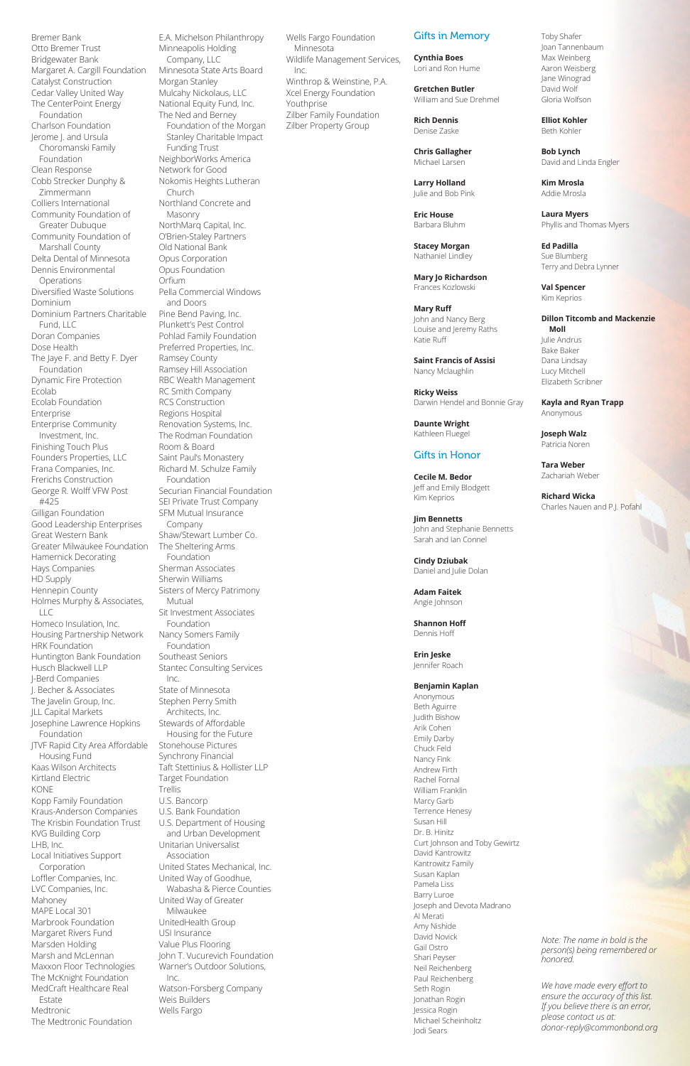Bremer Bank
Otto Bremer Trust
Bridgewater Bank
Margaret A. Cargill Foundation
Catalyst Construction
Cedar Valley United Way
The CenterPoint Energy Foundation
Charlson Foundation
Jerome J. and Ursula Choromanski Family Foundation
Clean Response
Cobb Strecker Dunphy & Zimmermann
Colliers International
Community Foundation of Greater Dubuque
Community Foundation of Marshall County
Delta Dental of Minnesota
Dennis Environmental Operations
Diversified Waste Solutions
Dominium
Dominium Partners Charitable Fund, LLC
Doran Companies
Dose Health
The Jaye F. and Betty F. Dyer Foundation
Dynamic Fire Protection
Ecolab
Ecolab Foundation
Enterprise
Enterprise Community Investment, Inc.
Finishing Touch Plus
Founders Properties, LLC
Frana Companies, Inc.
Frerichs Construction
George R. Wolff VFW Post #425
Gilligan Foundation
Good Leadership Enterprises
Great Western Bank
Greater Milwaukee Foundation
Hamernick Decorating
Hays Companies
HD Supply
Hennepin County
Holmes Murphy & Associates, LLC
Homeco Insulation, Inc.
Housing Partnership Network
HRK Foundation
Huntington Bank Foundation
Husch Blackwell LLP
J-Berd Companies
J. Becher & Associates
The Javelin Group, Inc.
JLL Capital Markets
Josephine Lawrence Hopkins Foundation
JTVF Rapid City Area Affordable Housing Fund
Kaas Wilson Architects
Kirtland Electric
KONE
Kopp Family Foundation
Kraus-Anderson Companies
The Krisbin Foundation Trust
KVG Building Corp
LHB, Inc.
Local Initiatives Support Corporation
Loffler Companies, Inc.
LVC Companies, Inc.
Mahoney
MAPE Local 301
Marbrook Foundation
Margaret Rivers Fund
Marsden Holding
Marsh and McLennan
Maxxon Floor Technologies
The McKnight Foundation
MedCraft Healthcare Real Estate
Medtronic
The Medtronic Foundation
E.A. Michelson Philanthropy
Minneapolis Holding Company, LLC
Minnesota State Arts Board
Morgan Stanley
Mulcahy Nickolaus, LLC
National Equity Fund, Inc.
The Ned and Berney Foundation of the Morgan Stanley Charitable Impact Funding Trust
NeighborWorks America
Network for Good
Nokomis Heights Lutheran Church
Northland Concrete and Masonry
NorthMarq Capital, Inc.
O'Brien-Staley Partners
Old National Bank
Opus Corporation
Opus Foundation
Orfium
Pella Commercial Windows and Doors
Pine Bend Paving, Inc.
Plunkett's Pest Control
Pohlad Family Foundation
Preferred Properties, Inc.
Ramsey County
Ramsey Hill Association
RBC Wealth Management
RC Smith Company
RCS Construction
Regions Hospital
Renovation Systems, Inc.
The Rodman Foundation
Room & Board
Saint Paul's Monastery
Richard M. Schulze Family Foundation
Securian Financial Foundation
SEI Private Trust Company
SFM Mutual Insurance Company
Shaw/Stewart Lumber Co.
The Sheltering Arms Foundation
Sherman Associates
Sherwin Williams
Sisters of Mercy Patrimony Mutual
Sit Investment Associates Foundation
Nancy Somers Family Foundation
Southeast Seniors
Stantec Consulting Services Inc.
State of Minnesota
Stephen Perry Smith Architects, Inc.
Stewards of Affordable Housing for the Future
Stonehouse Pictures
Synchrony Financial
Taft Stettinius & Hollister LLP
Target Foundation
Trellis
U.S. Bancorp
U.S. Bank Foundation
U.S. Department of Housing and Urban Development
Unitarian Universalist Association
United States Mechanical, Inc.
United Way of Goodhue, Wabasha & Pierce Counties
United Way of Greater Milwaukee
UnitedHealth Group
USI Insurance
Value Plus Flooring
John T. Vucurevich Foundation
Warner's Outdoor Solutions, Inc.
Watson-Forsberg Company
Weis Builders
Wells Fargo
Wells Fargo Foundation Minnesota
Wildlife Management Services, Inc.
Winthrop & Weinstine, P.A.
Xcel Energy Foundation
Youthprise
Zilber Family Foundation
Zilber Property Group

## Gifts in Memory

**Cynthia Boes**
Lori and Ron Hume

**Gretchen Butler**
William and Sue Drehmel

**Rich Dennis**
Denise Zaske

**Chris Gallagher**
Michael Larsen

**Larry Holland**
Julie and Bob Pink

**Eric House**
Barbara Bluhm

**Stacey Morgan**
Nathaniel Lindley

**Mary Jo Richardson**
Frances Kozlowski

**Mary Ruff**
John and Nancy Berg
Louise and Jeremy Raths
Katie Ruff

**Saint Francis of Assisi**
Nancy Mclaughlin

**Ricky Weiss**
Darwin Hendel and Bonnie Gray

**Daunte Wright**
Kathleen Fluegel

## Gifts in Honor

**Cecile M. Bedor**
Jeff and Emily Blodgett
Kim Keprios

**Jim Bennetts**
John and Stephanie Bennetts
Sarah and Ian Connel

**Cindy Dziubak**
Daniel and Julie Dolan

**Adam Faitek**
Angie Johnson

**Shannon Hoff**
Dennis Hoff

**Erin Jeske**
Jennifer Roach

**Benjamin Kaplan**
Anonymous
Beth Aguirre
Judith Bishow
Arik Cohen
Emily Darby
Chuck Feld
Nancy Fink
Andrew Firth
Rachel Fornal
William Franklin
Marcy Garb
Terrence Henesy
Susan Hill
Dr. B. Hinitz
Curt Johnson and Toby Gewirtz
David Kantrowitz
Kantrowitz Family
Susan Kaplan
Pamela Liss
Barry Luroe
Joseph and Devota Madrano
Al Merati
Amy Nishide
David Novick
Gail Ostro
Shari Peyser
Neil Reichenberg
Paul Reichenberg
Seth Rogin
Jonathan Rogin
Jessica Rogin
Michael Scheinholtz
Jodi Sears
Toby Shafer
Joan Tannenbaum
Max Weinberg
Aaron Weisberg
Jane Winograd
David Wolf
Gloria Wolfson

**Elliot Kohler**
Beth Kohler

**Bob Lynch**
David and Linda Engler

**Kim Mrosla**
Addie Mrosla

**Laura Myers**
Phyllis and Thomas Myers

**Ed Padilla**
Sue Blumberg
Terry and Debra Lynner

**Val Spencer**
Kim Keprios

**Dillon Titcomb and Mackenzie Moll**
Julie Andrus
Bake Baker
Dana Lindsay
Lucy Mitchell
Elizabeth Scribner

**Kayla and Ryan Trapp**
Anonymous

**Joseph Walz**
Patricia Noren

**Tara Weber**
Zachariah Weber

**Richard Wicka**
Charles Nauen and P.J. Pofahl

*Note: The name in bold is the person(s) being remembered or honored.*

*We have made every effort to ensure the accuracy of this list. If you believe there is an error, please contact us at: donor-reply@commonbond.org*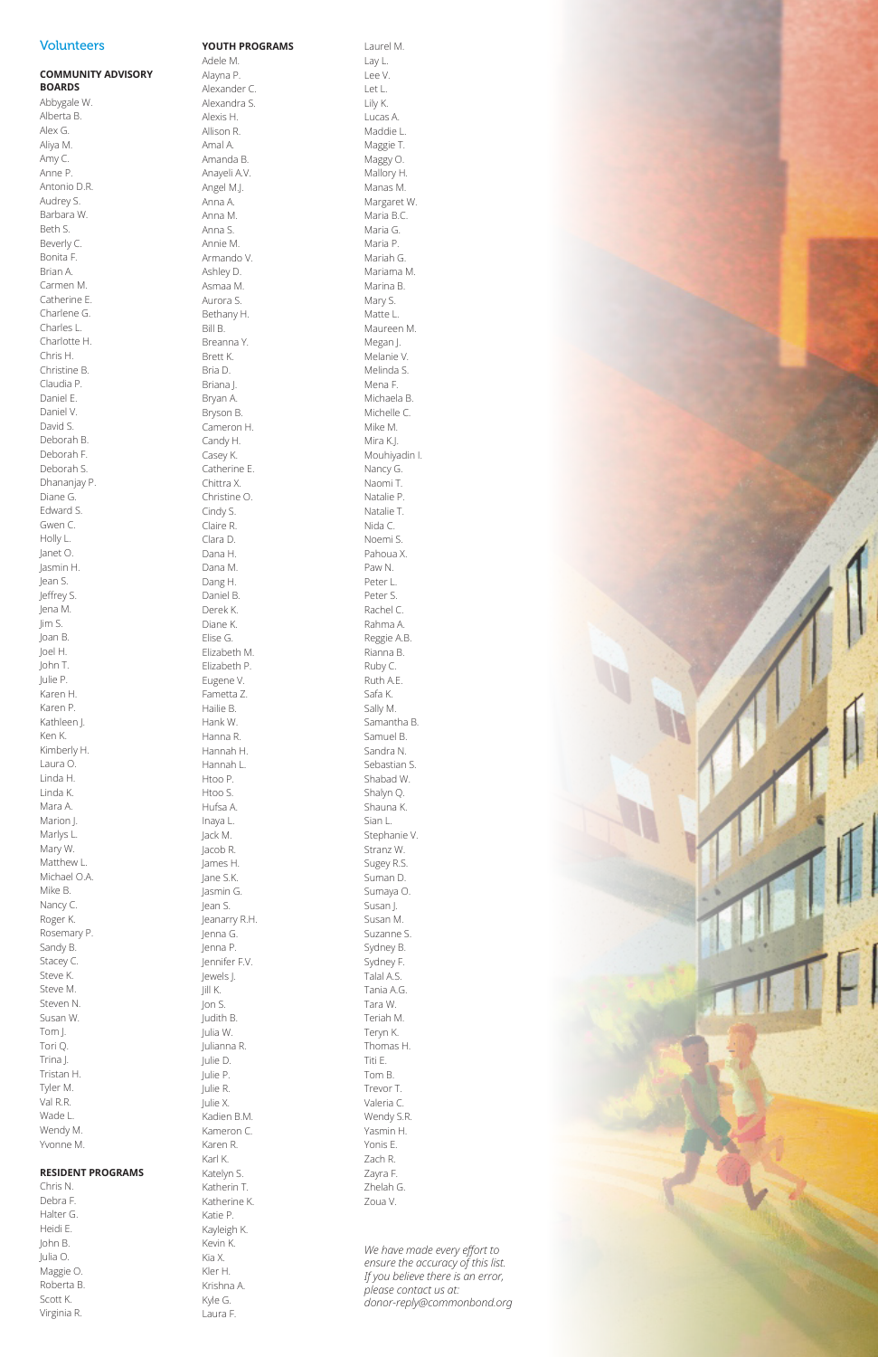## Volunteers

### COMMUNITY ADVISORY BOARDS

Abbygale W.
Alberta B.
Alex G.
Aliya M.
Amy C.
Anne P.
Antonio D.R.
Audrey S.
Barbara W.
Beth S.
Beverly C.
Bonita F.
Brian A.
Carmen M.
Catherine E.
Charlene G.
Charles L.
Charlotte H.
Chris H.
Christine B.
Claudia P.
Daniel E.
Daniel V.
David S.
Deborah B.
Deborah F.
Deborah S.
Dhananjay P.
Diane G.
Edward S.
Gwen C.
Holly L.
Janet O.
Jasmin H.
Jean S.
Jeffrey S.
Jena M.
Jim S.
Joan B.
Joel H.
John T.
Julie P.
Karen H.
Karen P.
Kathleen J.
Ken K.
Kimberly H.
Laura O.
Linda H.
Linda K.
Mara A.
Marion J.
Marlys L.
Mary W.
Matthew L.
Michael O.A.
Mike B.
Nancy C.
Roger K.
Rosemary P.
Sandy B.
Stacey C.
Steve K.
Steve M.
Steven N.
Susan W.
Tom J.
Tori Q.
Trina J.
Tristan H.
Tyler M.
Val R.R.
Wade L.
Wendy M.
Yvonne M.

### RESIDENT PROGRAMS

Chris N.
Debra F.
Halter G.
Heidi E.
John B.
Julia O.
Maggie O.
Roberta B.
Scott K.
Virginia R.

### YOUTH PROGRAMS

Adele M.
Alayna P.
Alexander C.
Alexandra S.
Alexis H.
Allison R.
Amal A.
Amanda B.
Anayeli A.V.
Angel M.J.
Anna A.
Anna M.
Anna S.
Annie M.
Armando V.
Ashley D.
Asmaa M.
Aurora S.
Bethany H.
Bill B.
Breanna Y.
Brett K.
Bria D.
Briana J.
Bryan A.
Bryson B.
Cameron H.
Candy H.
Casey K.
Catherine E.
Chittra X.
Christine O.
Cindy S.
Claire R.
Clara D.
Dana H.
Dana M.
Dang H.
Daniel B.
Derek K.
Diane K.
Elise G.
Elizabeth M.
Elizabeth P.
Eugene V.
Fametta Z.
Hailie B.
Hank W.
Hanna R.
Hannah H.
Hannah L.
Htoo P.
Htoo S.
Hufsa A.
Inaya L.
Jack M.
Jacob R.
James H.
Jane S.K.
Jasmin G.
Jean S.
Jeanarry R.H.
Jenna G.
Jenna P.
Jennifer F.V.
Jewels J.
Jill K.
Jon S.
Judith B.
Julia W.
Julianna R.
Julie D.
Julie P.
Julie R.
Julie X.
Kadien B.M.
Kameron C.
Karen R.
Karl K.
Katelyn S.
Katherin T.
Katherine K.
Katie P.
Kayleigh K.
Kevin K.
Kia X.
Kler H.
Krishna A.
Kyle G.
Laura F.
Laurel M.
Lay L.
Lee V.
Let L.
Lily K.
Lucas A.
Maddie L.
Maggie T.
Maggy O.
Mallory H.
Manas M.
Margaret W.
Maria B.C.
Maria G.
Maria P.
Mariah G.
Mariama M.
Marina B.
Mary S.
Matte L.
Maureen M.
Megan J.
Melanie V.
Melinda S.
Mena F.
Michaela B.
Michelle C.
Mike M.
Mira K.J.
Mouhiyadin I.
Nancy G.
Naomi T.
Natalie P.
Natalie T.
Nida C.
Noemi S.
Pahoua X.
Paw N.
Peter L.
Peter S.
Rachel C.
Rahma A.
Reggie A.B.
Rianna B.
Ruby C.
Ruth A.E.
Safa K.
Sally M.
Samantha B.
Samuel B.
Sandra N.
Sebastian S.
Shabad W.
Shalyn Q.
Shauna K.
Sian L.
Stephanie V.
Stranz W.
Sugey R.S.
Suman D.
Sumaya O.
Susan J.
Susan M.
Suzanne S.
Sydney B.
Sydney F.
Talal A.S.
Tania A.G.
Tara W.
Teriah M.
Teryn K.
Thomas H.
Titi E.
Tom B.
Trevor T.
Valeria C.
Wendy S.R.
Yasmin H.
Yonis E.
Zach R.
Zayra F.
Zhelah G.
Zoua V.

*We have made every effort to ensure the accuracy of this list. If you believe there is an error, please contact us at: donor-reply@commonbond.org*